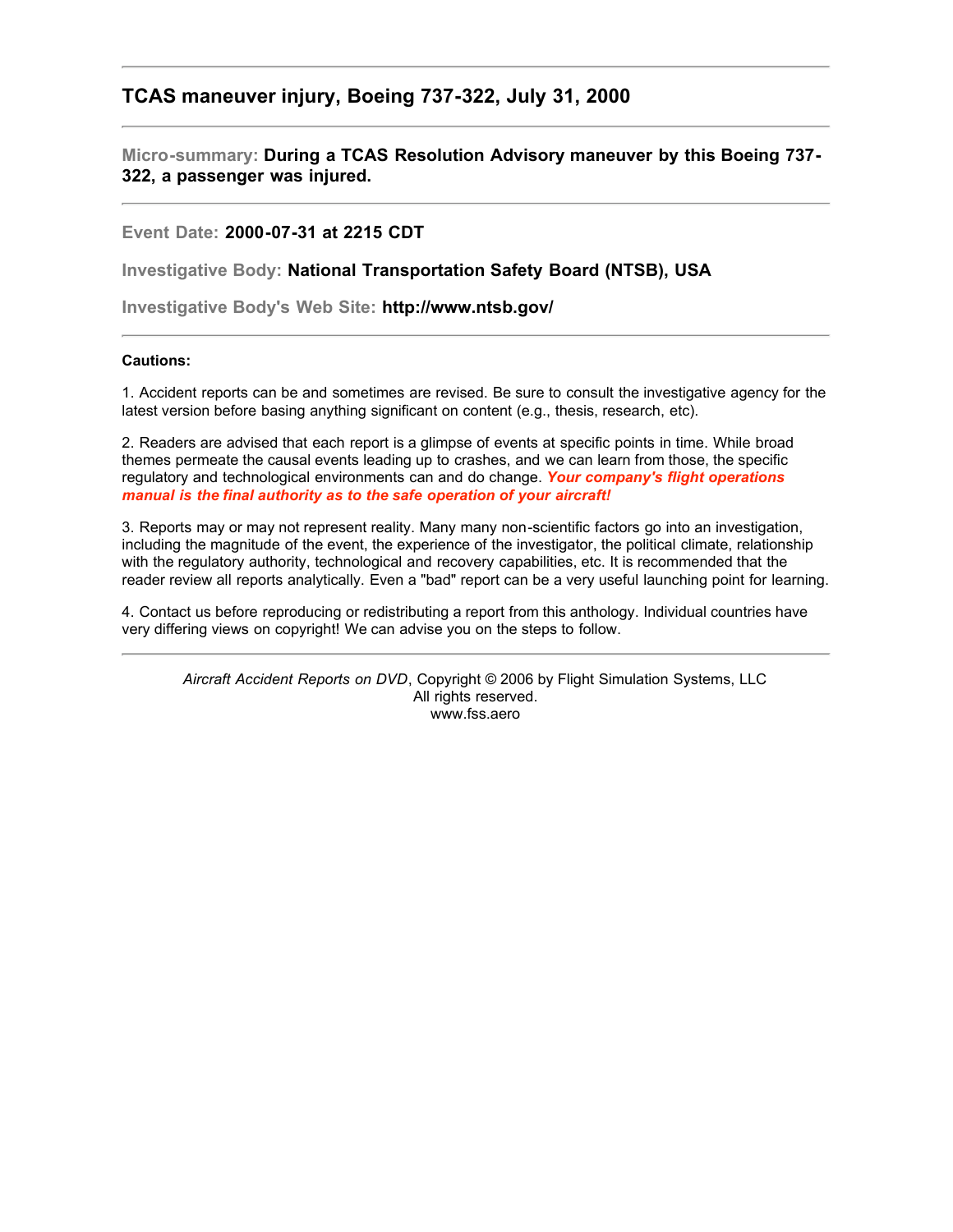## TCAS maneuver injury, Boeing 737-322, July 31, 2000

---

**Micro-summary: During a TCAS Resolution Advisory maneuver by this Boeing 737-322, a passenger was injured.**

---

**Event Date: 2000-07-31 at 2215 CDT**

**Investigative Body: National Transportation Safety Board (NTSB), USA**

**Investigative Body's Web Site: http://www.ntsb.gov/**

---

**Cautions:**

1. Accident reports can be and sometimes are revised. Be sure to consult the investigative agency for the latest version before basing anything significant on content (e.g., thesis, research, etc).

2. Readers are advised that each report is a glimpse of events at specific points in time. While broad themes permeate the causal events leading up to crashes, and we can learn from those, the specific regulatory and technological environments can and do change. ***Your company's flight operations manual is the final authority as to the safe operation of your aircraft!***

3. Reports may or may not represent reality. Many many non-scientific factors go into an investigation, including the magnitude of the event, the experience of the investigator, the political climate, relationship with the regulatory authority, technological and recovery capabilities, etc. It is recommended that the reader review all reports analytically. Even a "bad" report can be a very useful launching point for learning.

4. Contact us before reproducing or redistributing a report from this anthology. Individual countries have very differing views on copyright! We can advise you on the steps to follow.

---

*Aircraft Accident Reports on DVD*, Copyright © 2006 by Flight Simulation Systems, LLC
All rights reserved.
www.fss.aero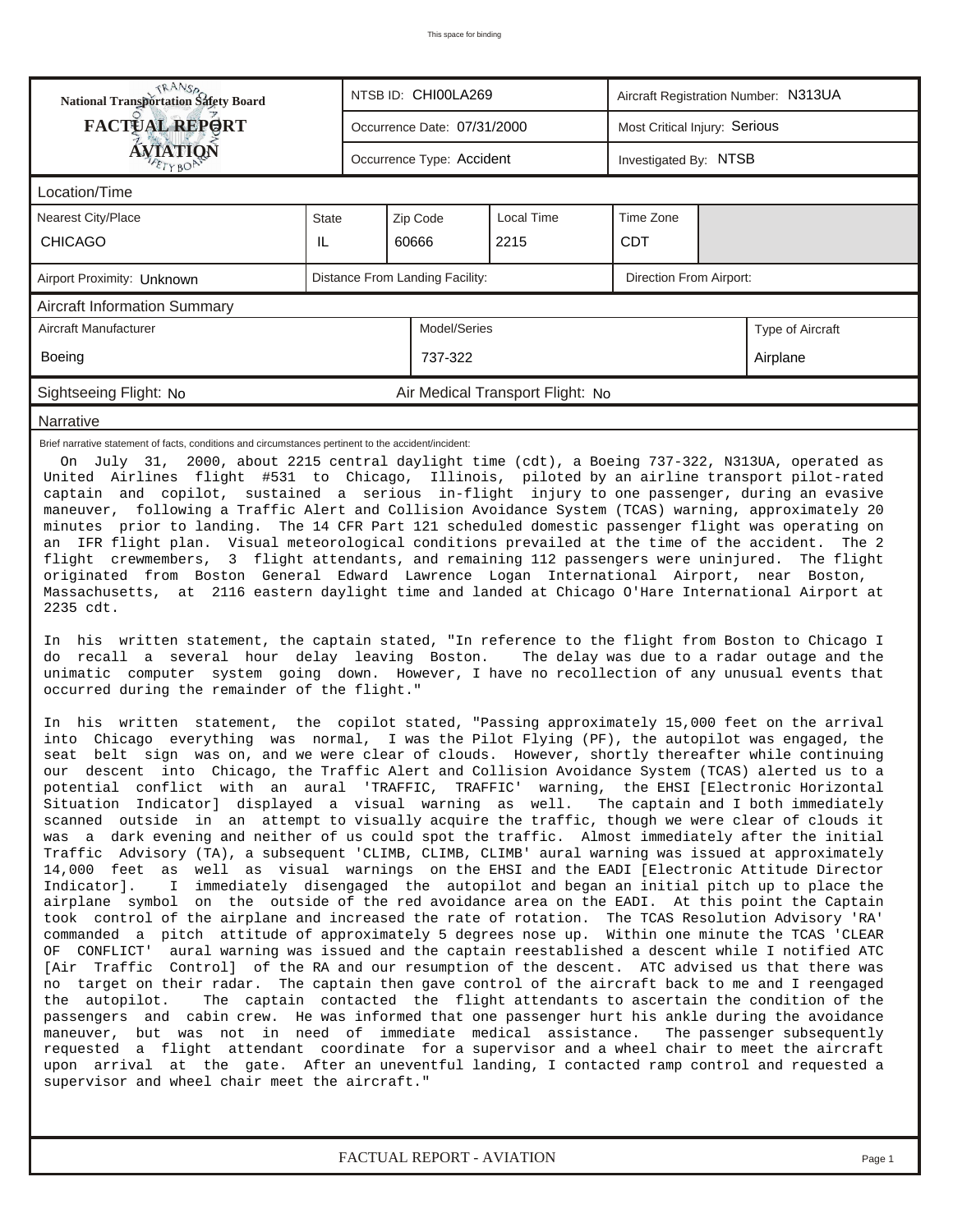This space for binding

| National Transportation Safety Board FACTUAL REPORT AVIATION | NTSB ID: CHI00LA269 | Aircraft Registration Number: N313UA |
|---|---|---|
| | Occurrence Date: 07/31/2000 | Most Critical Injury: Serious |
| | Occurrence Type: Accident | Investigated By: NTSB |

## Location/Time

| Nearest City/Place | State | Zip Code | Local Time | Time Zone |
|---|---|---|---|---|
| CHICAGO | IL | 60666 | 2215 | CDT |

| Airport Proximity: Unknown | Distance From Landing Facility: | Direction From Airport: |
|---|---|---|

## Aircraft Information Summary

| Aircraft Manufacturer | Model/Series | Type of Aircraft |
|---|---|---|
| Boeing | 737-322 | Airplane |

| Sightseeing Flight: No | Air Medical Transport Flight: No |
|---|---|

## Narrative

Brief narrative statement of facts, conditions and circumstances pertinent to the accident/incident:

On July 31, 2000, about 2215 central daylight time (cdt), a Boeing 737-322, N313UA, operated as United Airlines flight #531 to Chicago, Illinois, piloted by an airline transport pilot-rated captain and copilot, sustained a serious in-flight injury to one passenger, during an evasive maneuver, following a Traffic Alert and Collision Avoidance System (TCAS) warning, approximately 20 minutes prior to landing. The 14 CFR Part 121 scheduled domestic passenger flight was operating on an IFR flight plan. Visual meteorological conditions prevailed at the time of the accident. The 2 flight crewmembers, 3 flight attendants, and remaining 112 passengers were uninjured. The flight originated from Boston General Edward Lawrence Logan International Airport, near Boston, Massachusetts, at 2116 eastern daylight time and landed at Chicago O'Hare International Airport at 2235 cdt.

In his written statement, the captain stated, "In reference to the flight from Boston to Chicago I do recall a several hour delay leaving Boston. The delay was due to a radar outage and the unimatic computer system going down. However, I have no recollection of any unusual events that occurred during the remainder of the flight."

In his written statement, the copilot stated, "Passing approximately 15,000 feet on the arrival into Chicago everything was normal, I was the Pilot Flying (PF), the autopilot was engaged, the seat belt sign was on, and we were clear of clouds. However, shortly thereafter while continuing our descent into Chicago, the Traffic Alert and Collision Avoidance System (TCAS) alerted us to a potential conflict with an aural 'TRAFFIC, TRAFFIC' warning, the EHSI [Electronic Horizontal Situation Indicator] displayed a visual warning as well. The captain and I both immediately scanned outside in an attempt to visually acquire the traffic, though we were clear of clouds it was a dark evening and neither of us could spot the traffic. Almost immediately after the initial Traffic Advisory (TA), a subsequent 'CLIMB, CLIMB, CLIMB' aural warning was issued at approximately 14,000 feet as well as visual warnings on the EHSI and the EADI [Electronic Attitude Director Indicator]. I immediately disengaged the autopilot and began an initial pitch up to place the airplane symbol on the outside of the red avoidance area on the EADI. At this point the Captain took control of the airplane and increased the rate of rotation. The TCAS Resolution Advisory 'RA' commanded a pitch attitude of approximately 5 degrees nose up. Within one minute the TCAS 'CLEAR OF CONFLICT' aural warning was issued and the captain reestablished a descent while I notified ATC [Air Traffic Control] of the RA and our resumption of the descent. ATC advised us that there was no target on their radar. The captain then gave control of the aircraft back to me and I reengaged the autopilot. The captain contacted the flight attendants to ascertain the condition of the passengers and cabin crew. He was informed that one passenger hurt his ankle during the avoidance maneuver, but was not in need of immediate medical assistance. The passenger subsequently requested a flight attendant coordinate for a supervisor and a wheel chair to meet the aircraft upon arrival at the gate. After an uneventful landing, I contacted ramp control and requested a supervisor and wheel chair meet the aircraft."

FACTUAL REPORT - AVIATION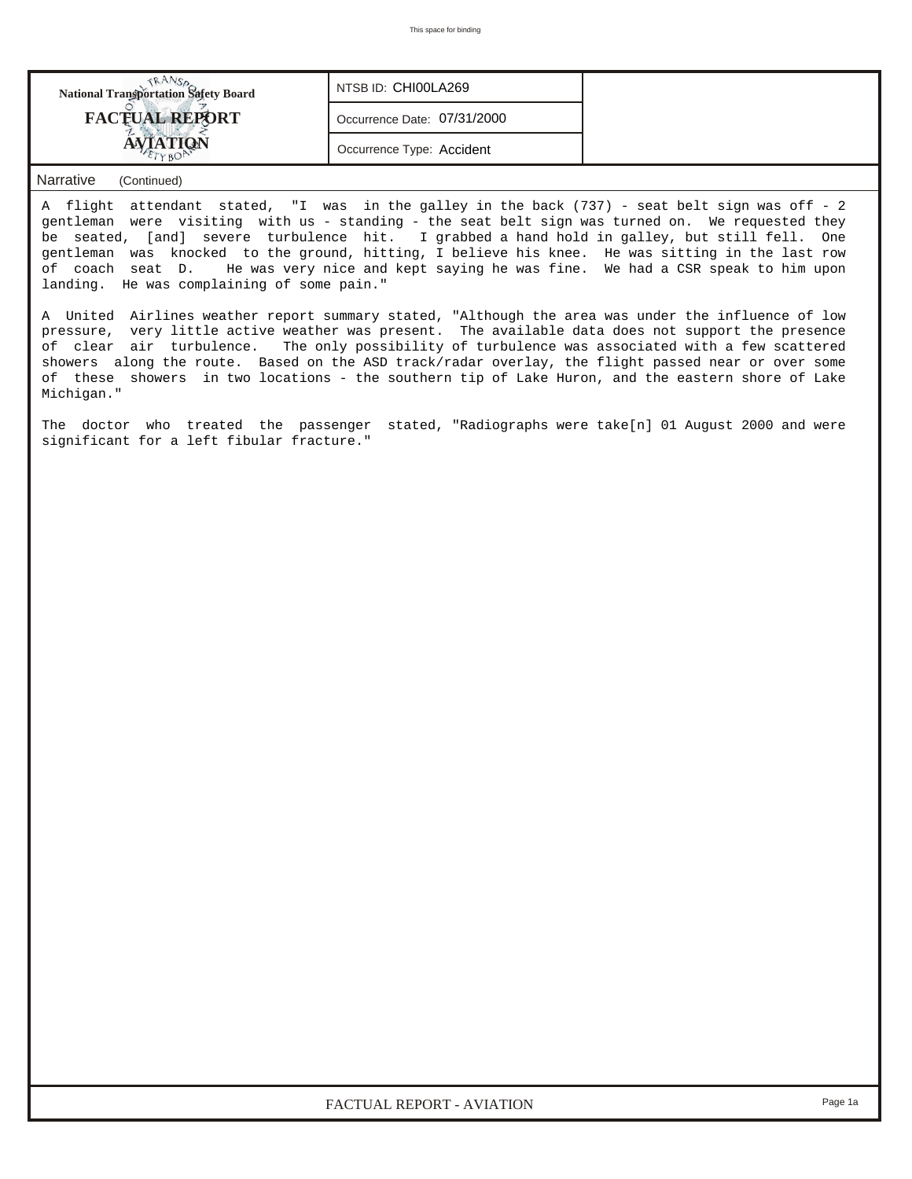| National Transportation Safety Board FACTUAL REPORT AVIATION | NTSB ID: CHI00LA269 |
|---|---|
| | Occurrence Date: 07/31/2000 |
| | Occurrence Type: Accident |

Narrative (Continued)

A flight attendant stated, "I was in the galley in the back (737) - seat belt sign was off - 2 gentleman were visiting with us - standing - the seat belt sign was turned on. We requested they be seated, [and] severe turbulence hit. I grabbed a hand hold in galley, but still fell. One gentleman was knocked to the ground, hitting, I believe his knee. He was sitting in the last row of coach seat D. He was very nice and kept saying he was fine. We had a CSR speak to him upon landing. He was complaining of some pain."

A United Airlines weather report summary stated, "Although the area was under the influence of low pressure, very little active weather was present. The available data does not support the presence of clear air turbulence. The only possibility of turbulence was associated with a few scattered showers along the route. Based on the ASD track/radar overlay, the flight passed near or over some of these showers in two locations - the southern tip of Lake Huron, and the eastern shore of Lake Michigan."

The doctor who treated the passenger stated, "Radiographs were take[n] 01 August 2000 and were significant for a left fibular fracture."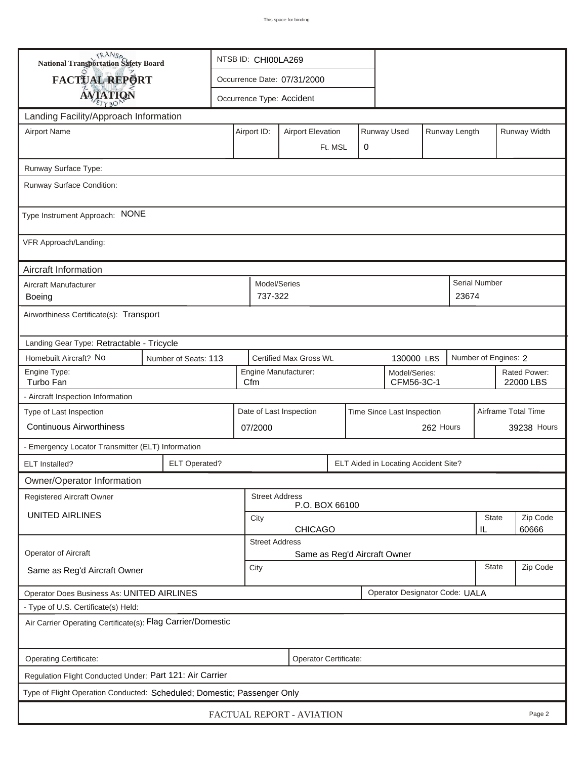**National Transportation Safety Board**
**FACTUAL REPORT**
**AVIATION**

| NTSB ID: CHI00LA269 |
| --- |
| Occurrence Date: 07/31/2000 |
| Occurrence Type: Accident |

## Landing Facility/Approach Information

| Airport Name | Airport ID: | Airport Elevation | Runway Used | Runway Length | Runway Width |
| --- | --- | --- | --- | --- | --- |
| | | Ft. MSL | 0 | | |

Runway Surface Type:

Runway Surface Condition:

Type Instrument Approach: NONE

VFR Approach/Landing:

## Aircraft Information

| Aircraft Manufacturer | Model/Series | Serial Number |
| --- | --- | --- |
| Boeing | 737-322 | 23674 |

Airworthiness Certificate(s): Transport

Landing Gear Type: Retractable - Tricycle

| Homebuilt Aircraft? | Number of Seats: | Certified Max Gross Wt. | Number of Engines: |
| --- | --- | --- | --- |
| No | 113 | 130000 LBS | 2 |

| Engine Type: | Engine Manufacturer: | Model/Series: | Rated Power: |
| --- | --- | --- | --- |
| Turbo Fan | Cfm | CFM56-3C-1 | 22000 LBS |

- Aircraft Inspection Information

| Type of Last Inspection | Date of Last Inspection | Time Since Last Inspection | Airframe Total Time |
| --- | --- | --- | --- |
| Continuous Airworthiness | 07/2000 | 262 Hours | 39238 Hours |

- Emergency Locator Transmitter (ELT) Information

| ELT Installed? | ELT Operated? | ELT Aided in Locating Accident Site? |
| --- | --- | --- |
| | | |

## Owner/Operator Information

| Registered Aircraft Owner | Street Address | City | State | Zip Code |
| --- | --- | --- | --- | --- |
| UNITED AIRLINES | P.O. BOX 66100 | CHICAGO | IL | 60666 |

| Operator of Aircraft | Street Address | City | State | Zip Code |
| --- | --- | --- | --- | --- |
| Same as Reg'd Aircraft Owner | Same as Reg'd Aircraft Owner | | | |

Operator Does Business As: UNITED AIRLINES

Operator Designator Code: UALA

- Type of U.S. Certificate(s) Held:

Air Carrier Operating Certificate(s): Flag Carrier/Domestic

Operating Certificate:

Operator Certificate:

Regulation Flight Conducted Under: Part 121: Air Carrier

Type of Flight Operation Conducted: Scheduled; Domestic; Passenger Only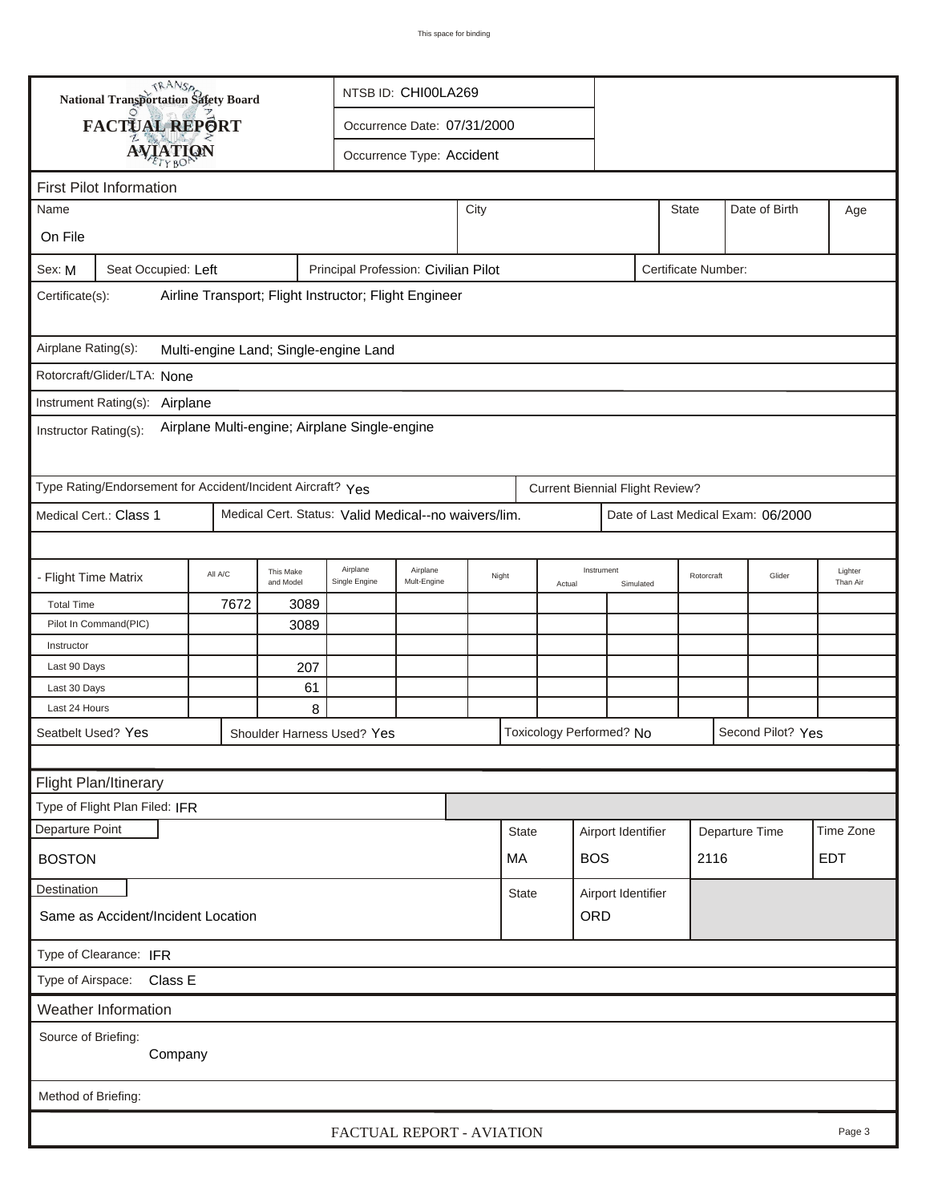This space for binding

**National Transportation Safety Board**

**FACTUAL REPORT**

**AVIATION**

NTSB ID: CHI00LA269

Occurrence Date: 07/31/2000

Occurrence Type: Accident

## First Pilot Information

| Name | City | State | Date of Birth | Age |
|---|---|---|---|---|
| On File | | | | |

Sex: M | Seat Occupied: Left | Principal Profession: Civilian Pilot | Certificate Number:

Certificate(s): Airline Transport; Flight Instructor; Flight Engineer

Airplane Rating(s): Multi-engine Land; Single-engine Land

Rotorcraft/Glider/LTA: None

Instrument Rating(s): Airplane

Instructor Rating(s): Airplane Multi-engine; Airplane Single-engine

Type Rating/Endorsement for Accident/Incident Aircraft? Yes | Current Biennial Flight Review?

Medical Cert.: Class 1 | Medical Cert. Status: Valid Medical--no waivers/lim. | Date of Last Medical Exam: 06/2000

| - Flight Time Matrix | All A/C | This Make and Model | Airplane Single Engine | Airplane Mult-Engine | Night | Instrument Actual | Instrument Simulated | Rotorcraft | Glider | Lighter Than Air |
|---|---|---|---|---|---|---|---|---|---|---|
| Total Time | 7672 | 3089 | | | | | | | | |
| Pilot In Command(PIC) | | 3089 | | | | | | | | |
| Instructor | | | | | | | | | | |
| Last 90 Days | | 207 | | | | | | | | |
| Last 30 Days | | 61 | | | | | | | | |
| Last 24 Hours | | 8 | | | | | | | | |

Seatbelt Used? Yes | Shoulder Harness Used? Yes | Toxicology Performed? No | Second Pilot? Yes

## Flight Plan/Itinerary

Type of Flight Plan Filed: IFR

| Departure Point | State | Airport Identifier | Departure Time | Time Zone |
|---|---|---|---|---|
| BOSTON | MA | BOS | 2116 | EDT |

| Destination | State | Airport Identifier |
|---|---|---|
| Same as Accident/Incident Location | | ORD |

Type of Clearance: IFR

Type of Airspace: Class E

## Weather Information

Source of Briefing: Company

Method of Briefing: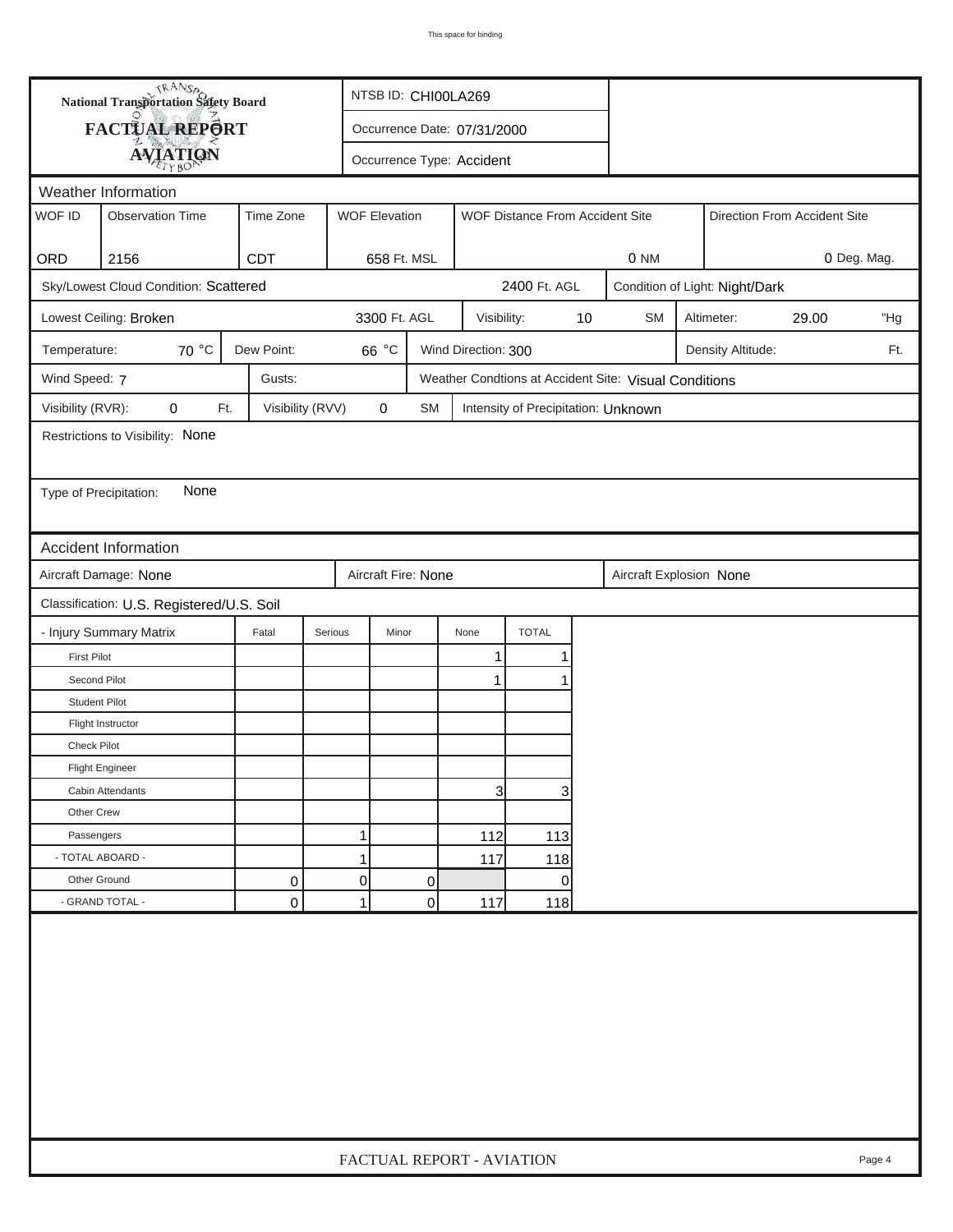**National Transportation Safety Board**
**FACTUAL REPORT**
**AVIATION**

NTSB ID: CHI00LA269

Occurrence Date: 07/31/2000

Occurrence Type: Accident

## Weather Information

| WOF ID | Observation Time | Time Zone | WOF Elevation | WOF Distance From Accident Site | Direction From Accident Site |
|---|---|---|---|---|---|
| ORD | 2156 | CDT | 658 Ft. MSL | 0 NM | 0 Deg. Mag. |

Sky/Lowest Cloud Condition: Scattered 2400 Ft. AGL

Condition of Light: Night/Dark

Lowest Ceiling: Broken 3300 Ft. AGL

Visibility: 10 SM

Altimeter: 29.00 "Hg

Temperature: 70 °C

Dew Point: 66 °C

Wind Direction: 300

Density Altitude: Ft.

Wind Speed: 7

Gusts:

Weather Condtions at Accident Site: Visual Conditions

Visibility (RVR): 0 Ft.

Visibility (RVV) 0 SM

Intensity of Precipitation: Unknown

Restrictions to Visibility: None

Type of Precipitation: None

## Accident Information

Aircraft Damage: None

Aircraft Fire: None

Aircraft Explosion None

Classification: U.S. Registered/U.S. Soil

| - Injury Summary Matrix | Fatal | Serious | Minor | None | TOTAL |
|---|---|---|---|---|---|
| First Pilot | | | | 1 | 1 |
| Second Pilot | | | | 1 | 1 |
| Student Pilot | | | | | |
| Flight Instructor | | | | | |
| Check Pilot | | | | | |
| Flight Engineer | | | | | |
| Cabin Attendants | | | | 3 | 3 |
| Other Crew | | | | | |
| Passengers | | 1 | | 112 | 113 |
| - TOTAL ABOARD - | | 1 | | 117 | 118 |
| Other Ground | 0 | 0 | 0 | | 0 |
| - GRAND TOTAL - | 0 | 1 | 0 | 117 | 118 |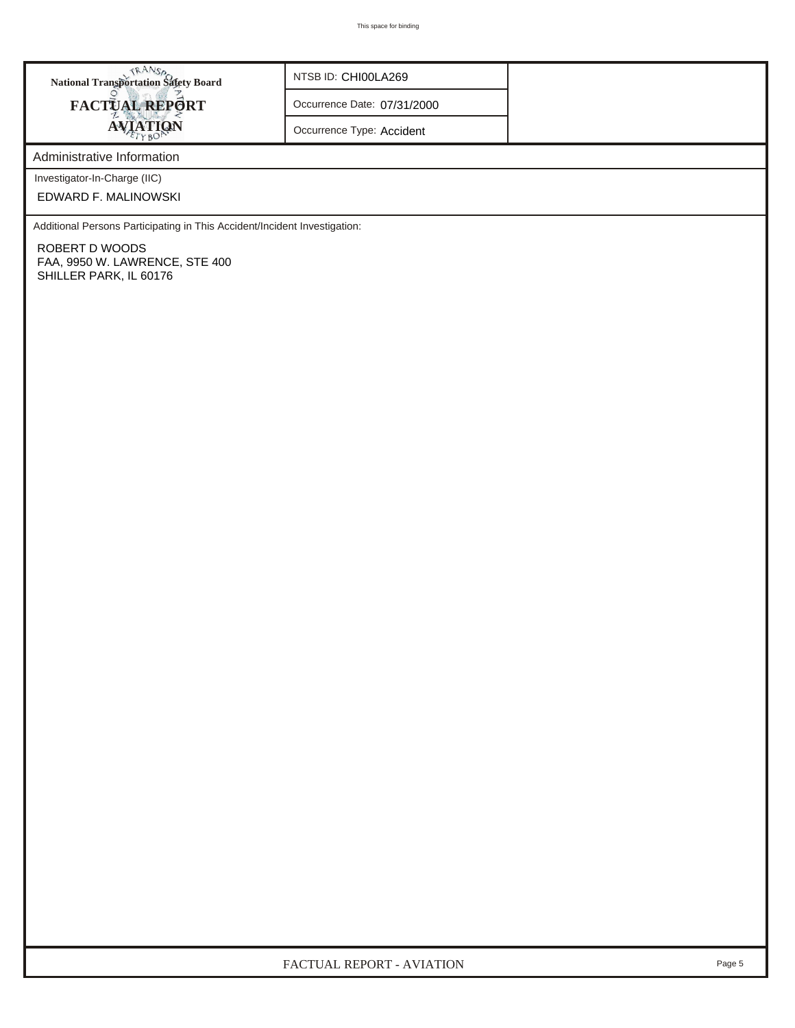**National Transportation Safety Board**

**FACTUAL REPORT**

**AVIATION**

| | |
|---|---|
| NTSB ID: CHI00LA269 | |
| Occurrence Date: 07/31/2000 | |
| Occurrence Type: Accident | |

## Administrative Information

Investigator-In-Charge (IIC)

EDWARD F. MALINOWSKI

Additional Persons Participating in This Accident/Incident Investigation:

ROBERT D WOODS
FAA, 9950 W. LAWRENCE, STE 400
SHILLER PARK, IL 60176